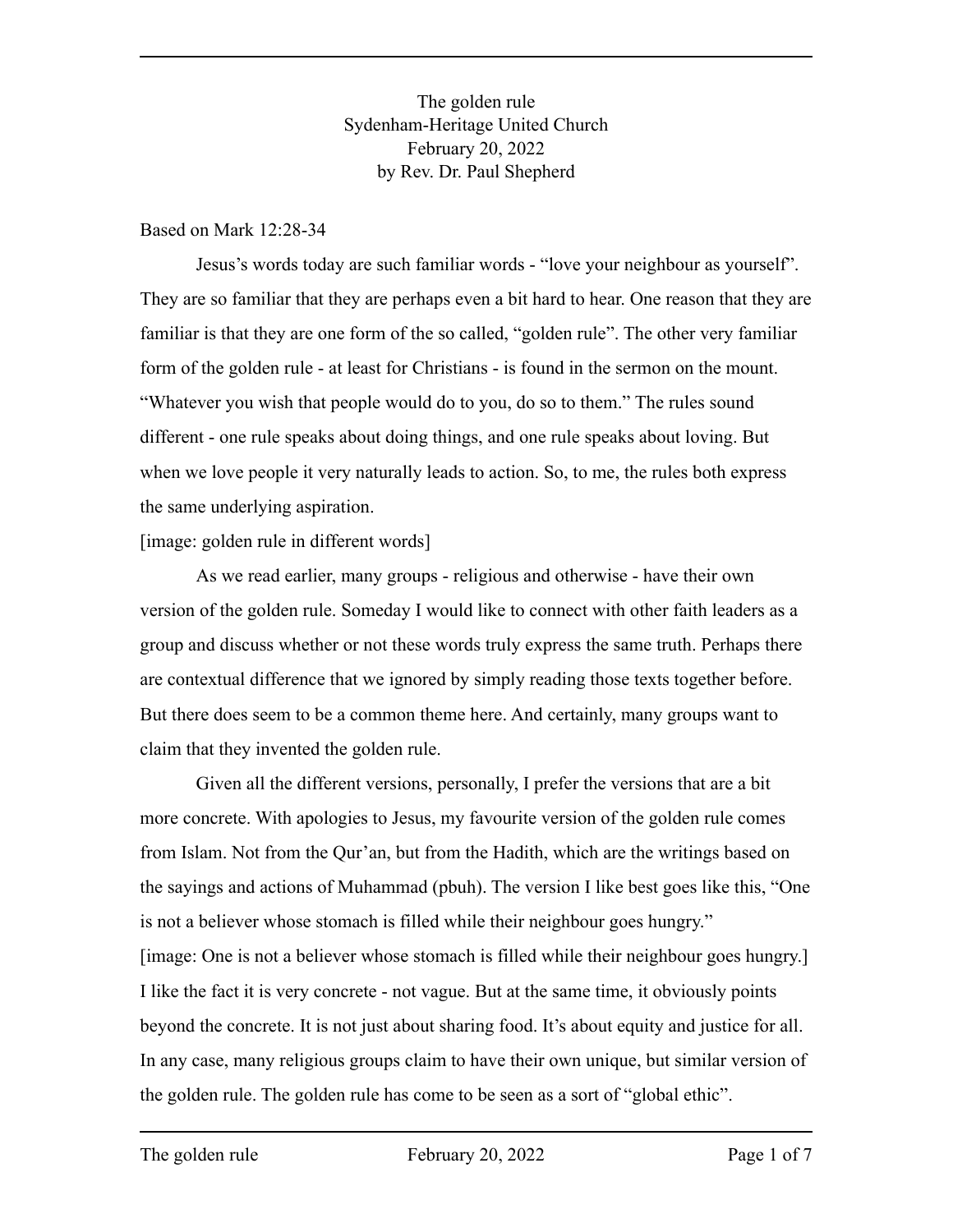The golden rule
Sydenham-Heritage United Church
February 20, 2022
by Rev. Dr. Paul Shepherd

Based on Mark 12:28-34

Jesus's words today are such familiar words - "love your neighbour as yourself". They are so familiar that they are perhaps even a bit hard to hear. One reason that they are familiar is that they are one form of the so called, "golden rule". The other very familiar form of the golden rule - at least for Christians - is found in the sermon on the mount. "Whatever you wish that people would do to you, do so to them." The rules sound different - one rule speaks about doing things, and one rule speaks about loving. But when we love people it very naturally leads to action. So, to me, the rules both express the same underlying aspiration.

[image: golden rule in different words]

As we read earlier, many groups - religious and otherwise - have their own version of the golden rule. Someday I would like to connect with other faith leaders as a group and discuss whether or not these words truly express the same truth. Perhaps there are contextual difference that we ignored by simply reading those texts together before. But there does seem to be a common theme here. And certainly, many groups want to claim that they invented the golden rule.

Given all the different versions, personally, I prefer the versions that are a bit more concrete. With apologies to Jesus, my favourite version of the golden rule comes from Islam. Not from the Qur'an, but from the Hadith, which are the writings based on the sayings and actions of Muhammad (pbuh). The version I like best goes like this, "One is not a believer whose stomach is filled while their neighbour goes hungry."

[image: One is not a believer whose stomach is filled while their neighbour goes hungry.]

I like the fact it is very concrete - not vague. But at the same time, it obviously points beyond the concrete. It is not just about sharing food. It's about equity and justice for all. In any case, many religious groups claim to have their own unique, but similar version of the golden rule. The golden rule has come to be seen as a sort of "global ethic".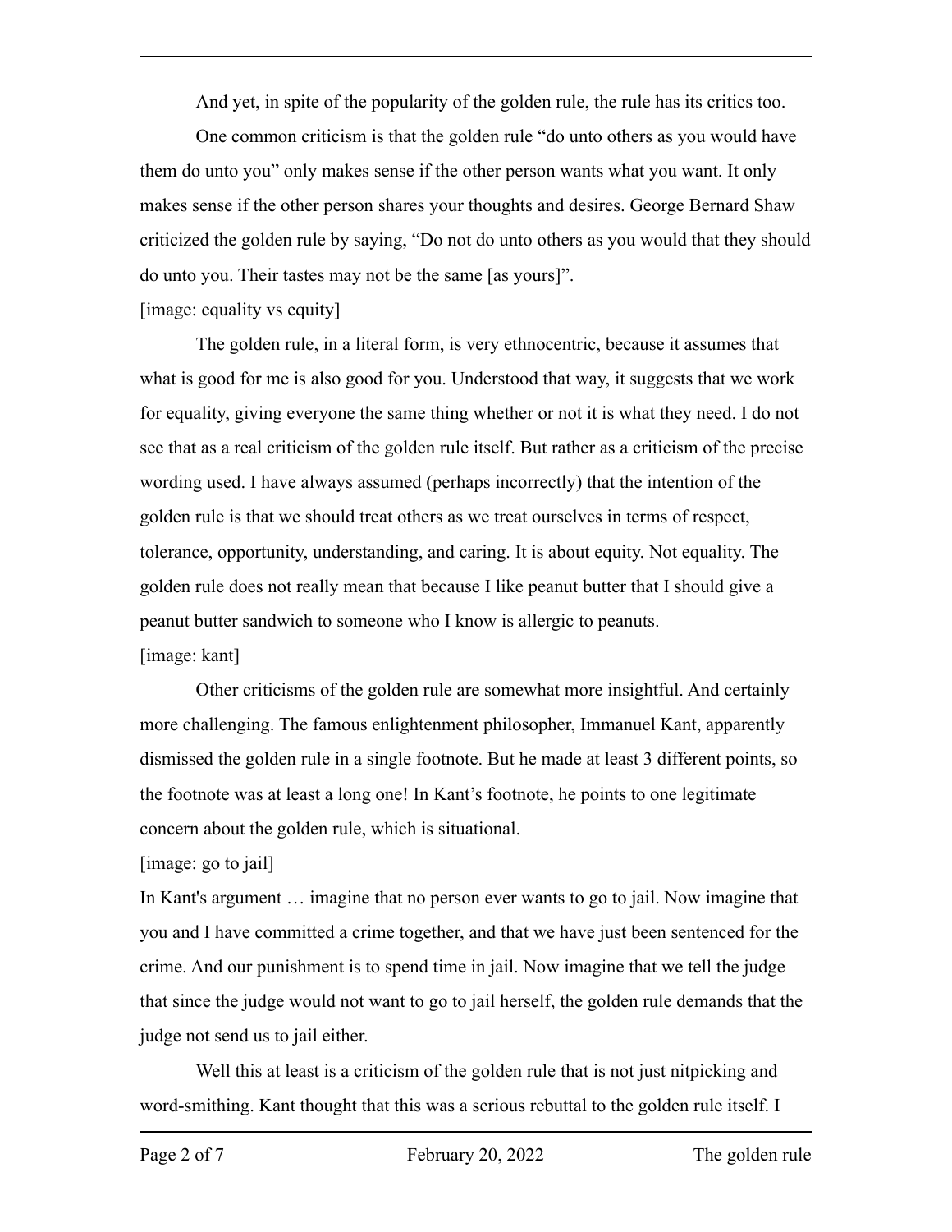And yet, in spite of the popularity of the golden rule, the rule has its critics too.

One common criticism is that the golden rule "do unto others as you would have them do unto you" only makes sense if the other person wants what you want. It only makes sense if the other person shares your thoughts and desires. George Bernard Shaw criticized the golden rule by saying, "Do not do unto others as you would that they should do unto you. Their tastes may not be the same [as yours]".

[image: equality vs equity]

The golden rule, in a literal form, is very ethnocentric, because it assumes that what is good for me is also good for you. Understood that way, it suggests that we work for equality, giving everyone the same thing whether or not it is what they need. I do not see that as a real criticism of the golden rule itself. But rather as a criticism of the precise wording used. I have always assumed (perhaps incorrectly) that the intention of the golden rule is that we should treat others as we treat ourselves in terms of respect, tolerance, opportunity, understanding, and caring. It is about equity. Not equality. The golden rule does not really mean that because I like peanut butter that I should give a peanut butter sandwich to someone who I know is allergic to peanuts.

[image: kant]

Other criticisms of the golden rule are somewhat more insightful. And certainly more challenging. The famous enlightenment philosopher, Immanuel Kant, apparently dismissed the golden rule in a single footnote. But he made at least 3 different points, so the footnote was at least a long one! In Kant's footnote, he points to one legitimate concern about the golden rule, which is situational.

[image: go to jail]

In Kant's argument … imagine that no person ever wants to go to jail. Now imagine that you and I have committed a crime together, and that we have just been sentenced for the crime. And our punishment is to spend time in jail. Now imagine that we tell the judge that since the judge would not want to go to jail herself, the golden rule demands that the judge not send us to jail either.

Well this at least is a criticism of the golden rule that is not just nitpicking and word-smithing. Kant thought that this was a serious rebuttal to the golden rule itself. I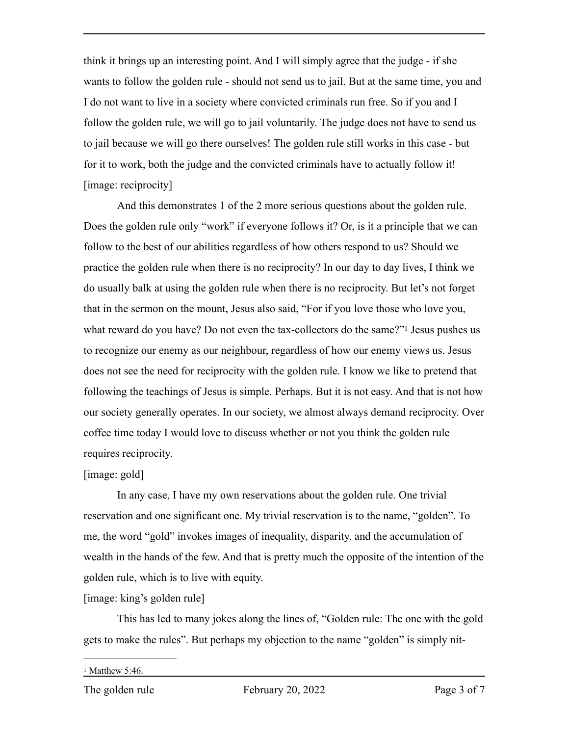think it brings up an interesting point. And I will simply agree that the judge - if she wants to follow the golden rule - should not send us to jail. But at the same time, you and I do not want to live in a society where convicted criminals run free. So if you and I follow the golden rule, we will go to jail voluntarily. The judge does not have to send us to jail because we will go there ourselves! The golden rule still works in this case - but for it to work, both the judge and the convicted criminals have to actually follow it!

[image: reciprocity]

And this demonstrates 1 of the 2 more serious questions about the golden rule. Does the golden rule only "work" if everyone follows it? Or, is it a principle that we can follow to the best of our abilities regardless of how others respond to us? Should we practice the golden rule when there is no reciprocity? In our day to day lives, I think we do usually balk at using the golden rule when there is no reciprocity. But let's not forget that in the sermon on the mount, Jesus also said, "For if you love those who love you, what reward do you have? Do not even the tax-collectors do the same?"[1] Jesus pushes us to recognize our enemy as our neighbour, regardless of how our enemy views us. Jesus does not see the need for reciprocity with the golden rule. I know we like to pretend that following the teachings of Jesus is simple. Perhaps. But it is not easy. And that is not how our society generally operates. In our society, we almost always demand reciprocity. Over coffee time today I would love to discuss whether or not you think the golden rule requires reciprocity.

[image: gold]

In any case, I have my own reservations about the golden rule. One trivial reservation and one significant one. My trivial reservation is to the name, "golden". To me, the word "gold" invokes images of inequality, disparity, and the accumulation of wealth in the hands of the few. And that is pretty much the opposite of the intention of the golden rule, which is to live with equity.

[image: king's golden rule]

This has led to many jokes along the lines of, "Golden rule: The one with the gold gets to make the rules". But perhaps my objection to the name "golden" is simply nit-

---

[1] Matthew 5:46.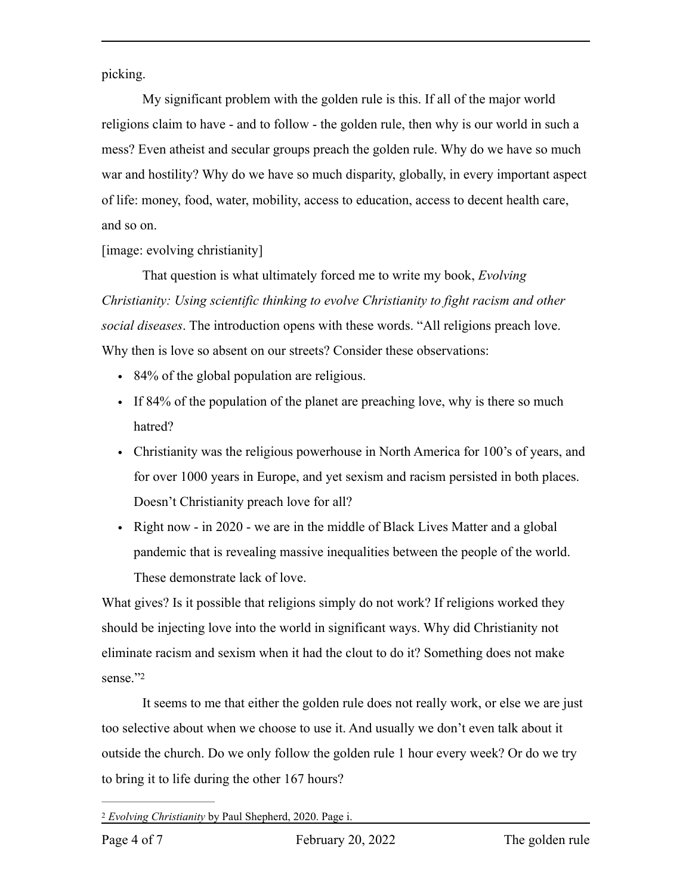picking.

My significant problem with the golden rule is this. If all of the major world religions claim to have - and to follow - the golden rule, then why is our world in such a mess? Even atheist and secular groups preach the golden rule. Why do we have so much war and hostility? Why do we have so much disparity, globally, in every important aspect of life: money, food, water, mobility, access to education, access to decent health care, and so on.

[image: evolving christianity]

That question is what ultimately forced me to write my book, *Evolving Christianity: Using scientific thinking to evolve Christianity to fight racism and other social diseases*. The introduction opens with these words. "All religions preach love. Why then is love so absent on our streets? Consider these observations:

- 84% of the global population are religious.
- If 84% of the population of the planet are preaching love, why is there so much hatred?
- Christianity was the religious powerhouse in North America for 100's of years, and for over 1000 years in Europe, and yet sexism and racism persisted in both places. Doesn't Christianity preach love for all?
- Right now - in 2020 - we are in the middle of Black Lives Matter and a global pandemic that is revealing massive inequalities between the people of the world. These demonstrate lack of love.

What gives? Is it possible that religions simply do not work? If religions worked they should be injecting love into the world in significant ways. Why did Christianity not eliminate racism and sexism when it had the clout to do it? Something does not make sense."[2]

It seems to me that either the golden rule does not really work, or else we are just too selective about when we choose to use it. And usually we don't even talk about it outside the church. Do we only follow the golden rule 1 hour every week? Or do we try to bring it to life during the other 167 hours?

---

[2] *Evolving Christianity* by Paul Shepherd, 2020. Page i.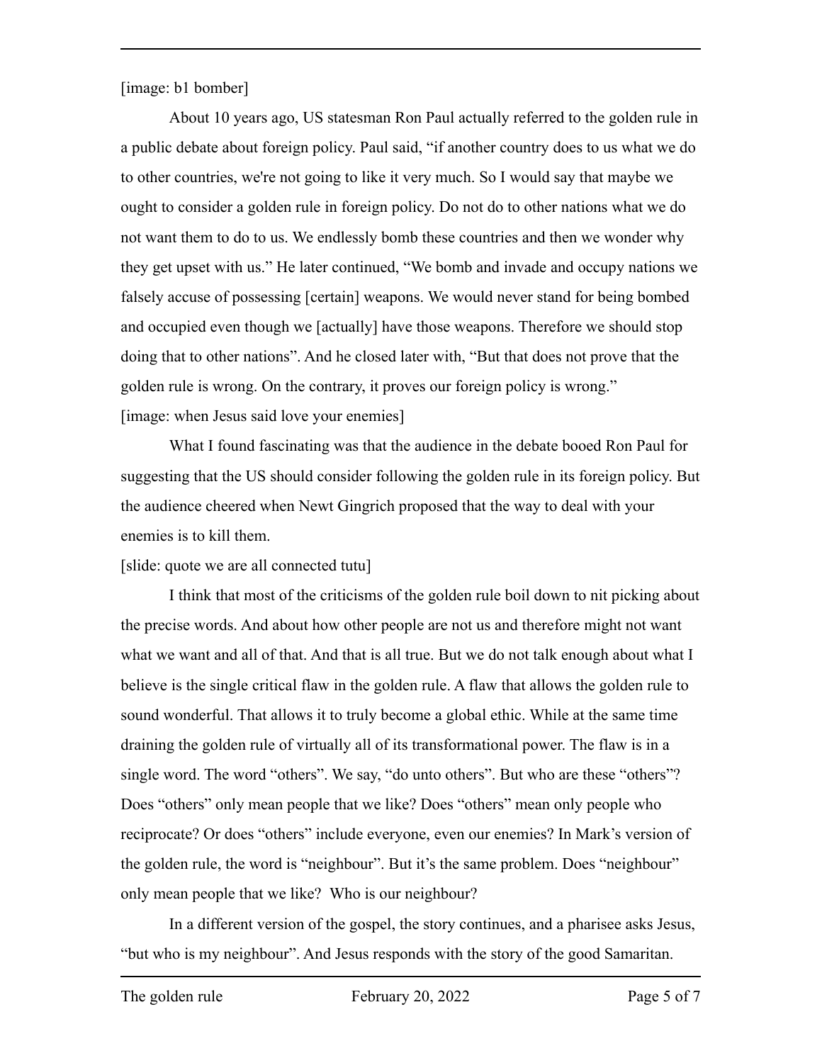[image: b1 bomber]

About 10 years ago, US statesman Ron Paul actually referred to the golden rule in a public debate about foreign policy. Paul said, "if another country does to us what we do to other countries, we're not going to like it very much. So I would say that maybe we ought to consider a golden rule in foreign policy. Do not do to other nations what we do not want them to do to us. We endlessly bomb these countries and then we wonder why they get upset with us." He later continued, "We bomb and invade and occupy nations we falsely accuse of possessing [certain] weapons. We would never stand for being bombed and occupied even though we [actually] have those weapons. Therefore we should stop doing that to other nations". And he closed later with, "But that does not prove that the golden rule is wrong. On the contrary, it proves our foreign policy is wrong."

[image: when Jesus said love your enemies]

What I found fascinating was that the audience in the debate booed Ron Paul for suggesting that the US should consider following the golden rule in its foreign policy. But the audience cheered when Newt Gingrich proposed that the way to deal with your enemies is to kill them.

[slide: quote we are all connected tutu]

I think that most of the criticisms of the golden rule boil down to nit picking about the precise words. And about how other people are not us and therefore might not want what we want and all of that. And that is all true. But we do not talk enough about what I believe is the single critical flaw in the golden rule. A flaw that allows the golden rule to sound wonderful. That allows it to truly become a global ethic. While at the same time draining the golden rule of virtually all of its transformational power. The flaw is in a single word. The word "others". We say, "do unto others". But who are these "others"? Does "others" only mean people that we like? Does "others" mean only people who reciprocate? Or does "others" include everyone, even our enemies? In Mark's version of the golden rule, the word is "neighbour". But it's the same problem. Does "neighbour" only mean people that we like? Who is our neighbour?

In a different version of the gospel, the story continues, and a pharisee asks Jesus, "but who is my neighbour". And Jesus responds with the story of the good Samaritan.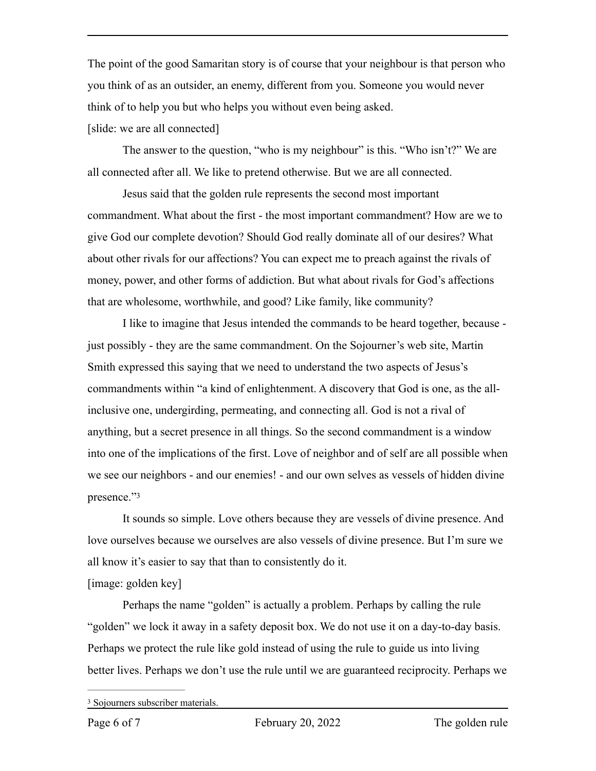The point of the good Samaritan story is of course that your neighbour is that person who you think of as an outsider, an enemy, different from you. Someone you would never think of to help you but who helps you without even being asked.

[slide: we are all connected]

The answer to the question, "who is my neighbour" is this. "Who isn't?" We are all connected after all. We like to pretend otherwise. But we are all connected.

Jesus said that the golden rule represents the second most important commandment. What about the first - the most important commandment? How are we to give God our complete devotion? Should God really dominate all of our desires? What about other rivals for our affections? You can expect me to preach against the rivals of money, power, and other forms of addiction. But what about rivals for God's affections that are wholesome, worthwhile, and good? Like family, like community?

I like to imagine that Jesus intended the commands to be heard together, because - just possibly - they are the same commandment. On the Sojourner's web site, Martin Smith expressed this saying that we need to understand the two aspects of Jesus's commandments within "a kind of enlightenment. A discovery that God is one, as the all-inclusive one, undergirding, permeating, and connecting all. God is not a rival of anything, but a secret presence in all things. So the second commandment is a window into one of the implications of the first. Love of neighbor and of self are all possible when we see our neighbors - and our enemies! - and our own selves as vessels of hidden divine presence."[3]

It sounds so simple. Love others because they are vessels of divine presence. And love ourselves because we ourselves are also vessels of divine presence. But I'm sure we all know it's easier to say that than to consistently do it.

[image: golden key]

Perhaps the name "golden" is actually a problem. Perhaps by calling the rule "golden" we lock it away in a safety deposit box. We do not use it on a day-to-day basis. Perhaps we protect the rule like gold instead of using the rule to guide us into living better lives. Perhaps we don't use the rule until we are guaranteed reciprocity. Perhaps we

[3] Sojourners subscriber materials.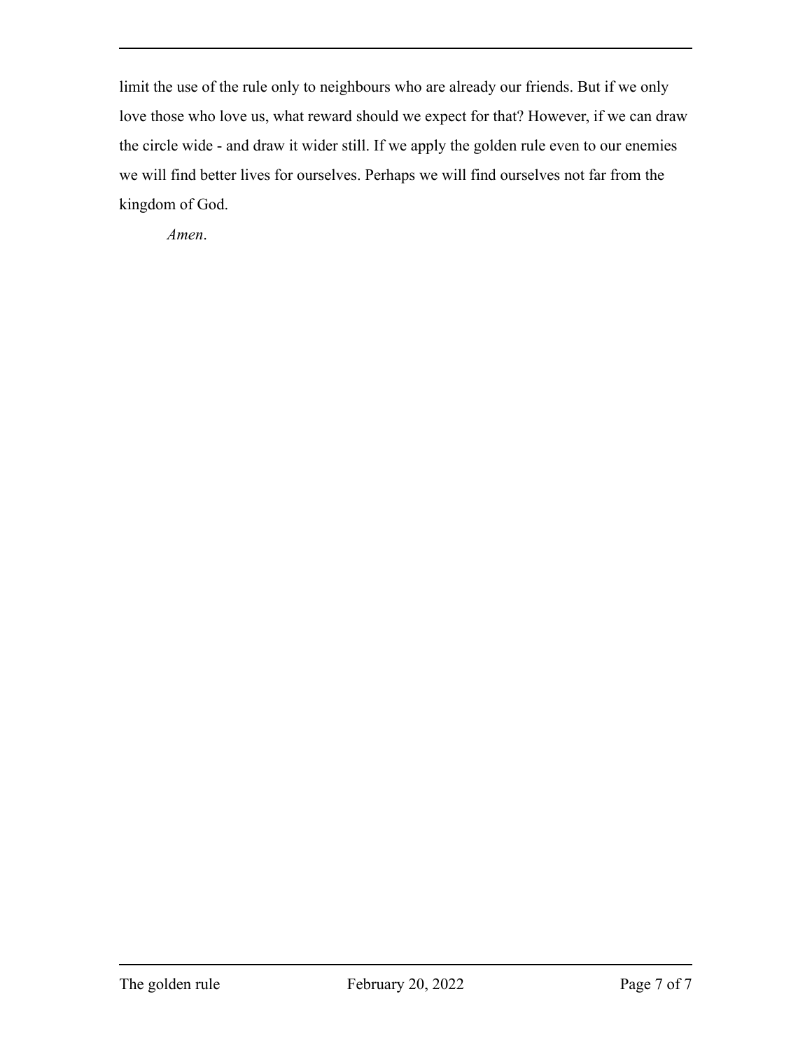limit the use of the rule only to neighbours who are already our friends. But if we only love those who love us, what reward should we expect for that? However, if we can draw the circle wide - and draw it wider still. If we apply the golden rule even to our enemies we will find better lives for ourselves. Perhaps we will find ourselves not far from the kingdom of God.

*Amen*.